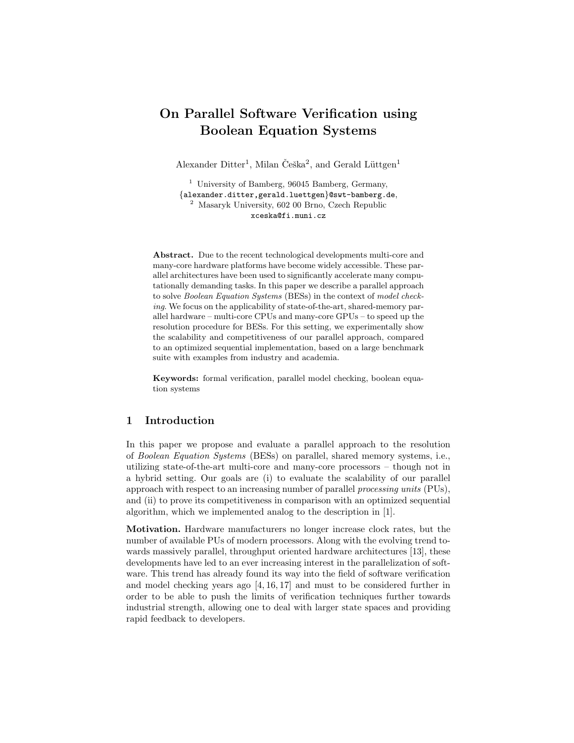# On Parallel Software Verification using Boolean Equation Systems

Alexander Ditter[1], Milan Češka[2], and Gerald Lüttgen[1]

[1] University of Bamberg, 96045 Bamberg, Germany,
{alexander.ditter,gerald.luettgen}@swt-bamberg.de,
[2] Masaryk University, 602 00 Brno, Czech Republic
xceska@fi.muni.cz

**Abstract.** Due to the recent technological developments multi-core and many-core hardware platforms have become widely accessible. These parallel architectures have been used to significantly accelerate many computationally demanding tasks. In this paper we describe a parallel approach to solve *Boolean Equation Systems* (BESs) in the context of *model checking*. We focus on the applicability of state-of-the-art, shared-memory parallel hardware – multi-core CPUs and many-core GPUs – to speed up the resolution procedure for BESs. For this setting, we experimentally show the scalability and competitiveness of our parallel approach, compared to an optimized sequential implementation, based on a large benchmark suite with examples from industry and academia.

**Keywords:** formal verification, parallel model checking, boolean equation systems

## 1 Introduction

In this paper we propose and evaluate a parallel approach to the resolution of *Boolean Equation Systems* (BESs) on parallel, shared memory systems, i.e., utilizing state-of-the-art multi-core and many-core processors – though not in a hybrid setting. Our goals are (i) to evaluate the scalability of our parallel approach with respect to an increasing number of parallel *processing units* (PUs), and (ii) to prove its competitiveness in comparison with an optimized sequential algorithm, which we implemented analog to the description in [1].

**Motivation.** Hardware manufacturers no longer increase clock rates, but the number of available PUs of modern processors. Along with the evolving trend towards massively parallel, throughput oriented hardware architectures [13], these developments have led to an ever increasing interest in the parallelization of software. This trend has already found its way into the field of software verification and model checking years ago [4, 16, 17] and must to be considered further in order to be able to push the limits of verification techniques further towards industrial strength, allowing one to deal with larger state spaces and providing rapid feedback to developers.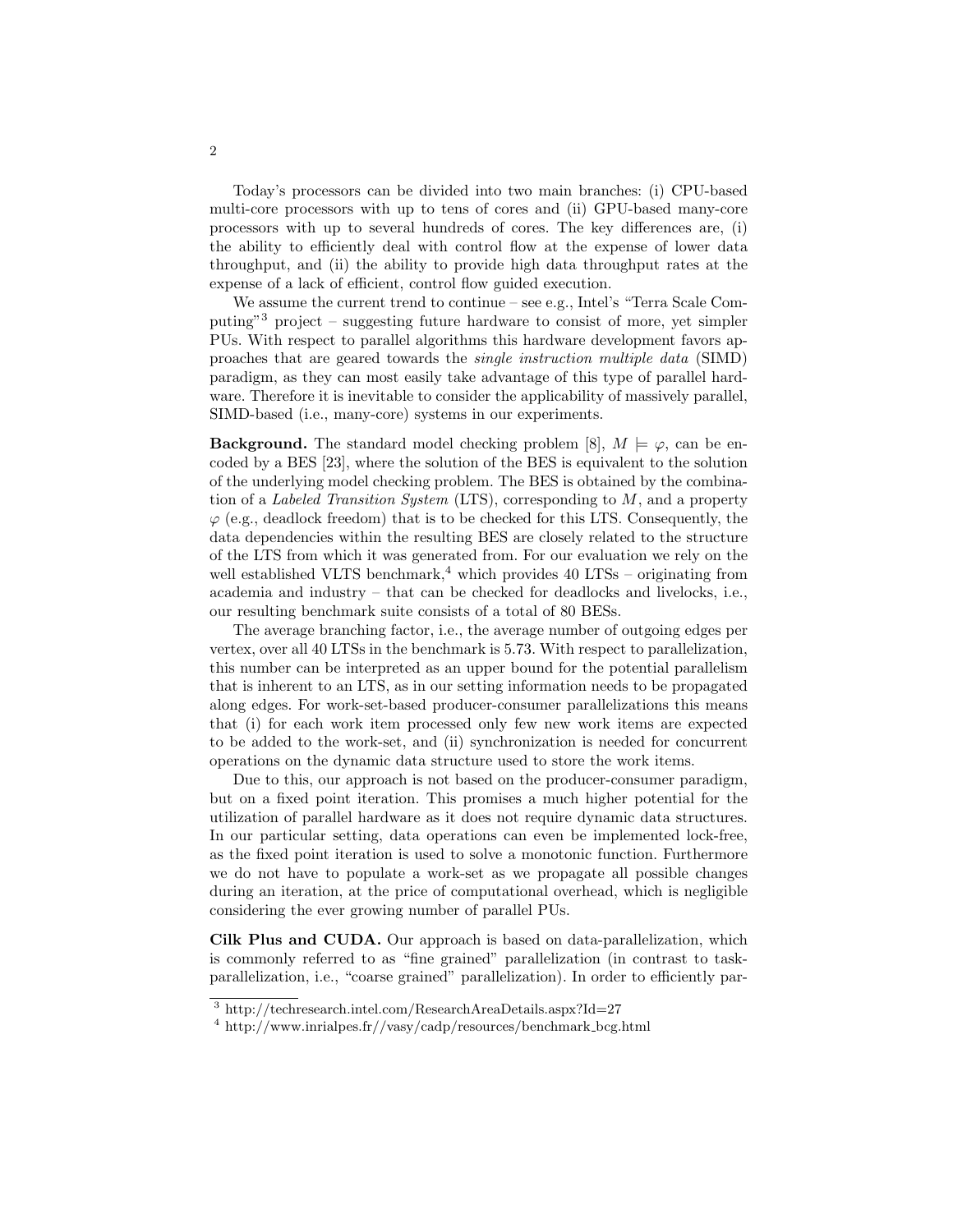Today's processors can be divided into two main branches: (i) CPU-based multi-core processors with up to tens of cores and (ii) GPU-based many-core processors with up to several hundreds of cores. The key differences are, (i) the ability to efficiently deal with control flow at the expense of lower data throughput, and (ii) the ability to provide high data throughput rates at the expense of a lack of efficient, control flow guided execution.

We assume the current trend to continue – see e.g., Intel's "Terra Scale Computing"[3] project – suggesting future hardware to consist of more, yet simpler PUs. With respect to parallel algorithms this hardware development favors approaches that are geared towards the *single instruction multiple data* (SIMD) paradigm, as they can most easily take advantage of this type of parallel hardware. Therefore it is inevitable to consider the applicability of massively parallel, SIMD-based (i.e., many-core) systems in our experiments.

**Background.** The standard model checking problem [8], $M \models \varphi$, can be encoded by a BES [23], where the solution of the BES is equivalent to the solution of the underlying model checking problem. The BES is obtained by the combination of a *Labeled Transition System* (LTS), corresponding to $M$, and a property $\varphi$ (e.g., deadlock freedom) that is to be checked for this LTS. Consequently, the data dependencies within the resulting BES are closely related to the structure of the LTS from which it was generated from. For our evaluation we rely on the well established VLTS benchmark,[4] which provides 40 LTSs – originating from academia and industry – that can be checked for deadlocks and livelocks, i.e., our resulting benchmark suite consists of a total of 80 BESs.

The average branching factor, i.e., the average number of outgoing edges per vertex, over all 40 LTSs in the benchmark is 5.73. With respect to parallelization, this number can be interpreted as an upper bound for the potential parallelism that is inherent to an LTS, as in our setting information needs to be propagated along edges. For work-set-based producer-consumer parallelizations this means that (i) for each work item processed only few new work items are expected to be added to the work-set, and (ii) synchronization is needed for concurrent operations on the dynamic data structure used to store the work items.

Due to this, our approach is not based on the producer-consumer paradigm, but on a fixed point iteration. This promises a much higher potential for the utilization of parallel hardware as it does not require dynamic data structures. In our particular setting, data operations can even be implemented lock-free, as the fixed point iteration is used to solve a monotonic function. Furthermore we do not have to populate a work-set as we propagate all possible changes during an iteration, at the price of computational overhead, which is negligible considering the ever growing number of parallel PUs.

**Cilk Plus and CUDA.** Our approach is based on data-parallelization, which is commonly referred to as "fine grained" parallelization (in contrast to task-parallelization, i.e., "coarse grained" parallelization). In order to efficiently par-

[3] http://techresearch.intel.com/ResearchAreaDetails.aspx?Id=27

[4] http://www.inrialpes.fr//vasy/cadp/resources/benchmark_bcg.html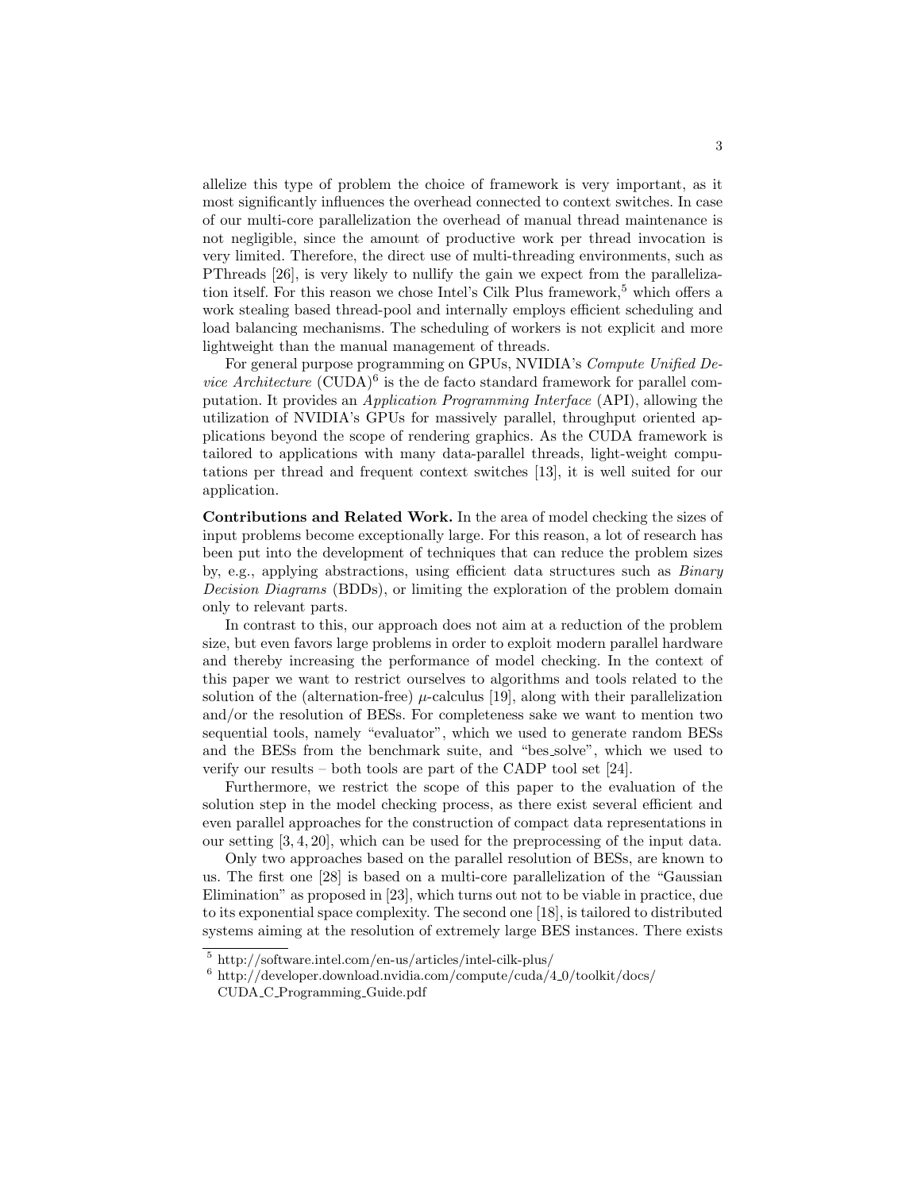allelize this type of problem the choice of framework is very important, as it most significantly influences the overhead connected to context switches. In case of our multi-core parallelization the overhead of manual thread maintenance is not negligible, since the amount of productive work per thread invocation is very limited. Therefore, the direct use of multi-threading environments, such as PThreads [26], is very likely to nullify the gain we expect from the parallelization itself. For this reason we chose Intel's Cilk Plus framework,[5] which offers a work stealing based thread-pool and internally employs efficient scheduling and load balancing mechanisms. The scheduling of workers is not explicit and more lightweight than the manual management of threads.

For general purpose programming on GPUs, NVIDIA's *Compute Unified Device Architecture* (CUDA)[6] is the de facto standard framework for parallel computation. It provides an *Application Programming Interface* (API), allowing the utilization of NVIDIA's GPUs for massively parallel, throughput oriented applications beyond the scope of rendering graphics. As the CUDA framework is tailored to applications with many data-parallel threads, light-weight computations per thread and frequent context switches [13], it is well suited for our application.

**Contributions and Related Work.** In the area of model checking the sizes of input problems become exceptionally large. For this reason, a lot of research has been put into the development of techniques that can reduce the problem sizes by, e.g., applying abstractions, using efficient data structures such as *Binary Decision Diagrams* (BDDs), or limiting the exploration of the problem domain only to relevant parts.

In contrast to this, our approach does not aim at a reduction of the problem size, but even favors large problems in order to exploit modern parallel hardware and thereby increasing the performance of model checking. In the context of this paper we want to restrict ourselves to algorithms and tools related to the solution of the (alternation-free) $\mu$-calculus [19], along with their parallelization and/or the resolution of BESs. For completeness sake we want to mention two sequential tools, namely "evaluator", which we used to generate random BESs and the BESs from the benchmark suite, and "bes_solve", which we used to verify our results – both tools are part of the CADP tool set [24].

Furthermore, we restrict the scope of this paper to the evaluation of the solution step in the model checking process, as there exist several efficient and even parallel approaches for the construction of compact data representations in our setting [3, 4, 20], which can be used for the preprocessing of the input data.

Only two approaches based on the parallel resolution of BESs, are known to us. The first one [28] is based on a multi-core parallelization of the "Gaussian Elimination" as proposed in [23], which turns out not to be viable in practice, due to its exponential space complexity. The second one [18], is tailored to distributed systems aiming at the resolution of extremely large BES instances. There exists

[5] http://software.intel.com/en-us/articles/intel-cilk-plus/

[6] http://developer.download.nvidia.com/compute/cuda/4_0/toolkit/docs/CUDA_C_Programming_Guide.pdf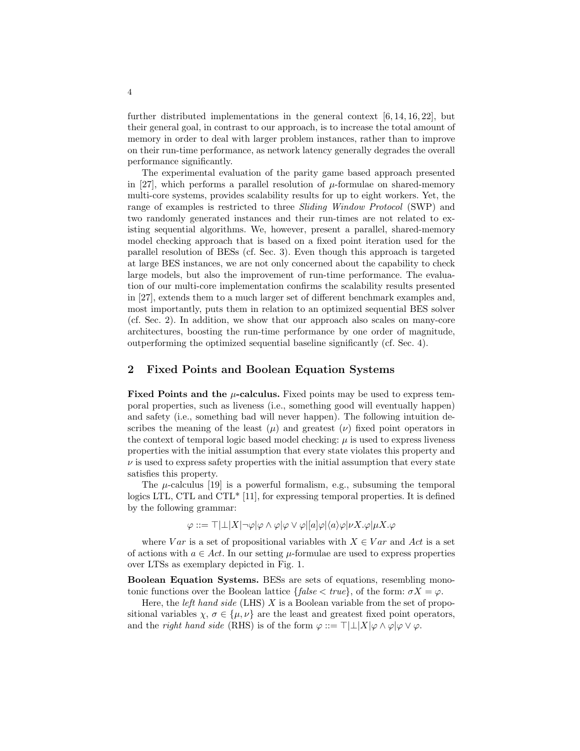further distributed implementations in the general context [6, 14, 16, 22], but their general goal, in contrast to our approach, is to increase the total amount of memory in order to deal with larger problem instances, rather than to improve on their run-time performance, as network latency generally degrades the overall performance significantly.

The experimental evaluation of the parity game based approach presented in [27], which performs a parallel resolution of $\mu$-formulae on shared-memory multi-core systems, provides scalability results for up to eight workers. Yet, the range of examples is restricted to three *Sliding Window Protocol* (SWP) and two randomly generated instances and their run-times are not related to existing sequential algorithms. We, however, present a parallel, shared-memory model checking approach that is based on a fixed point iteration used for the parallel resolution of BESs (cf. Sec. 3). Even though this approach is targeted at large BES instances, we are not only concerned about the capability to check large models, but also the improvement of run-time performance. The evaluation of our multi-core implementation confirms the scalability results presented in [27], extends them to a much larger set of different benchmark examples and, most importantly, puts them in relation to an optimized sequential BES solver (cf. Sec. 2). In addition, we show that our approach also scales on many-core architectures, boosting the run-time performance by one order of magnitude, outperforming the optimized sequential baseline significantly (cf. Sec. 4).

## 2 Fixed Points and Boolean Equation Systems

**Fixed Points and the $\mu$-calculus.** Fixed points may be used to express temporal properties, such as liveness (i.e., something good will eventually happen) and safety (i.e., something bad will never happen). The following intuition describes the meaning of the least ($\mu$) and greatest ($\nu$) fixed point operators in the context of temporal logic based model checking: $\mu$ is used to express liveness properties with the initial assumption that every state violates this property and $\nu$ is used to express safety properties with the initial assumption that every state satisfies this property.

The $\mu$-calculus [19] is a powerful formalism, e.g., subsuming the temporal logics LTL, CTL and CTL* [11], for expressing temporal properties. It is defined by the following grammar:

$$\varphi ::= \top | \bot | X | \neg\varphi | \varphi \wedge \varphi | \varphi \vee \varphi | [a]\varphi | \langle a \rangle \varphi | \nu X.\varphi | \mu X.\varphi$$

where $Var$ is a set of propositional variables with $X \in Var$ and $Act$ is a set of actions with $a \in Act$. In our setting $\mu$-formulae are used to express properties over LTSs as exemplary depicted in Fig. 1.

**Boolean Equation Systems.** BESs are sets of equations, resembling monotonic functions over the Boolean lattice $\{false < true\}$, of the form: $\sigma X = \varphi$.

Here, the *left hand side* (LHS) $X$ is a Boolean variable from the set of propositional variables $\chi$, $\sigma \in \{\mu, \nu\}$ are the least and greatest fixed point operators, and the *right hand side* (RHS) is of the form $\varphi ::= \top | \bot | X | \varphi \wedge \varphi | \varphi \vee \varphi$.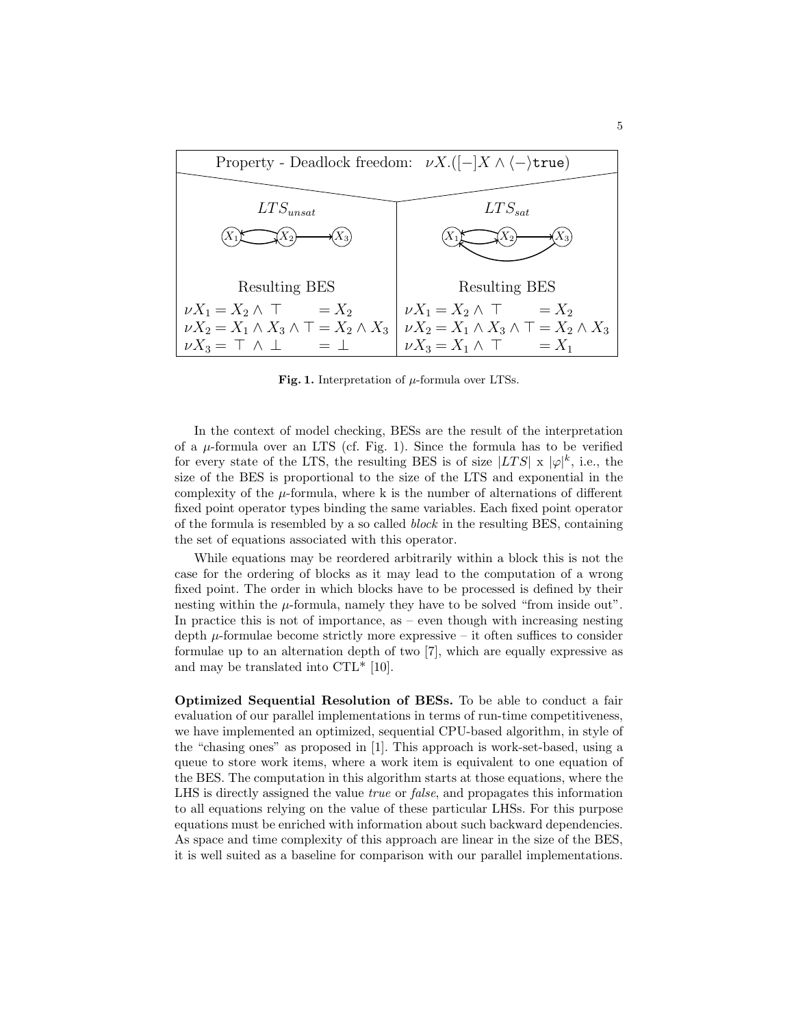Property - Deadlock freedom: $\nu X.([-]X \wedge \langle - \rangle \texttt{true})$

| $LTS_{unsat}$ | $LTS_{sat}$ |
| --- | --- |
| Resulting BES | Resulting BES |
| $\nu X_1 = X_2 \wedge \top \quad = X_2$ | $\nu X_1 = X_2 \wedge \top \quad = X_2$ |
| $\nu X_2 = X_1 \wedge X_3 \wedge \top = X_2 \wedge X_3$ | $\nu X_2 = X_1 \wedge X_3 \wedge \top = X_2 \wedge X_3$ |
| $\nu X_3 = \top \wedge \bot \quad = \bot$ | $\nu X_3 = X_1 \wedge \top \quad = X_1$ |

**Fig. 1.** Interpretation of $\mu$-formula over LTSs.

In the context of model checking, BESs are the result of the interpretation of a $\mu$-formula over an LTS (cf. Fig. 1). Since the formula has to be verified for every state of the LTS, the resulting BES is of size $|LTS|$ x $|\varphi|^k$, i.e., the size of the BES is proportional to the size of the LTS and exponential in the complexity of the $\mu$-formula, where k is the number of alternations of different fixed point operator types binding the same variables. Each fixed point operator of the formula is resembled by a so called *block* in the resulting BES, containing the set of equations associated with this operator.

While equations may be reordered arbitrarily within a block this is not the case for the ordering of blocks as it may lead to the computation of a wrong fixed point. The order in which blocks have to be processed is defined by their nesting within the $\mu$-formula, namely they have to be solved "from inside out". In practice this is not of importance, as – even though with increasing nesting depth $\mu$-formulae become strictly more expressive – it often suffices to consider formulae up to an alternation depth of two [7], which are equally expressive as and may be translated into CTL* [10].

**Optimized Sequential Resolution of BESs.** To be able to conduct a fair evaluation of our parallel implementations in terms of run-time competitiveness, we have implemented an optimized, sequential CPU-based algorithm, in style of the "chasing ones" as proposed in [1]. This approach is work-set-based, using a queue to store work items, where a work item is equivalent to one equation of the BES. The computation in this algorithm starts at those equations, where the LHS is directly assigned the value *true* or *false*, and propagates this information to all equations relying on the value of these particular LHSs. For this purpose equations must be enriched with information about such backward dependencies. As space and time complexity of this approach are linear in the size of the BES, it is well suited as a baseline for comparison with our parallel implementations.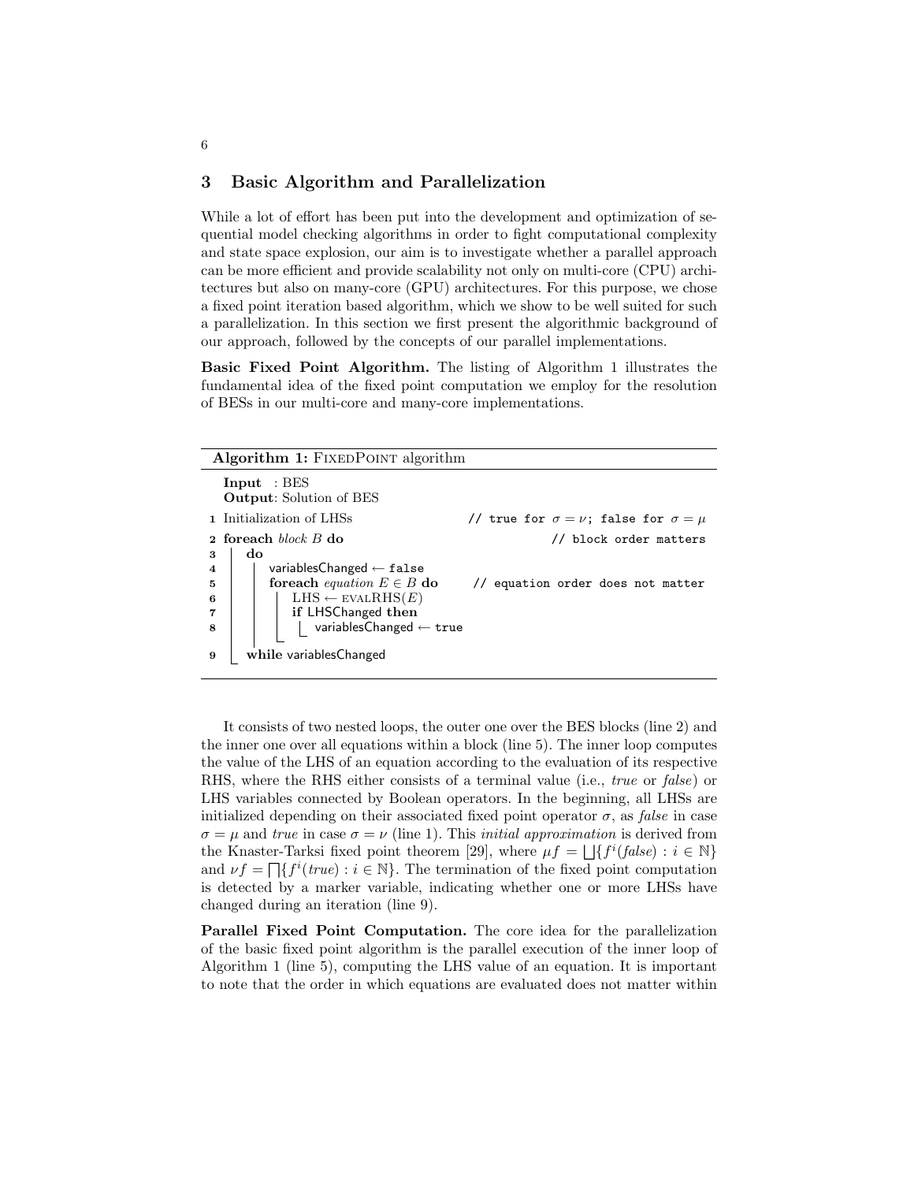## 3 Basic Algorithm and Parallelization

While a lot of effort has been put into the development and optimization of sequential model checking algorithms in order to fight computational complexity and state space explosion, our aim is to investigate whether a parallel approach can be more efficient and provide scalability not only on multi-core (CPU) architectures but also on many-core (GPU) architectures. For this purpose, we chose a fixed point iteration based algorithm, which we show to be well suited for such a parallelization. In this section we first present the algorithmic background of our approach, followed by the concepts of our parallel implementations.

**Basic Fixed Point Algorithm.** The listing of Algorithm 1 illustrates the fundamental idea of the fixed point computation we employ for the resolution of BESs in our multi-core and many-core implementations.

**Algorithm 1:** FixedPoint algorithm

```
  Input  : BES
  Output: Solution of BES
1 Initialization of LHSs                  // true for σ = ν; false for σ = μ
2 foreach block B do                      // block order matters
3   do
4     variablesChanged ← false
5     foreach equation E ∈ B do           // equation order does not matter
6       LHS ← evalRHS(E)
7       if LHSChanged then
8         variablesChanged ← true
9   while variablesChanged
```

It consists of two nested loops, the outer one over the BES blocks (line 2) and the inner one over all equations within a block (line 5). The inner loop computes the value of the LHS of an equation according to the evaluation of its respective RHS, where the RHS either consists of a terminal value (i.e., *true* or *false*) or LHS variables connected by Boolean operators. In the beginning, all LHSs are initialized depending on their associated fixed point operator $\sigma$, as *false* in case $\sigma = \mu$ and *true* in case $\sigma = \nu$ (line 1). This *initial approximation* is derived from the Knaster-Tarksi fixed point theorem [29], where $\mu f = \bigsqcup\{f^i(\mathit{false}) : i \in \mathbb{N}\}$ and $\nu f = \bigsqcap\{f^i(\mathit{true}) : i \in \mathbb{N}\}$. The termination of the fixed point computation is detected by a marker variable, indicating whether one or more LHSs have changed during an iteration (line 9).

**Parallel Fixed Point Computation.** The core idea for the parallelization of the basic fixed point algorithm is the parallel execution of the inner loop of Algorithm 1 (line 5), computing the LHS value of an equation. It is important to note that the order in which equations are evaluated does not matter within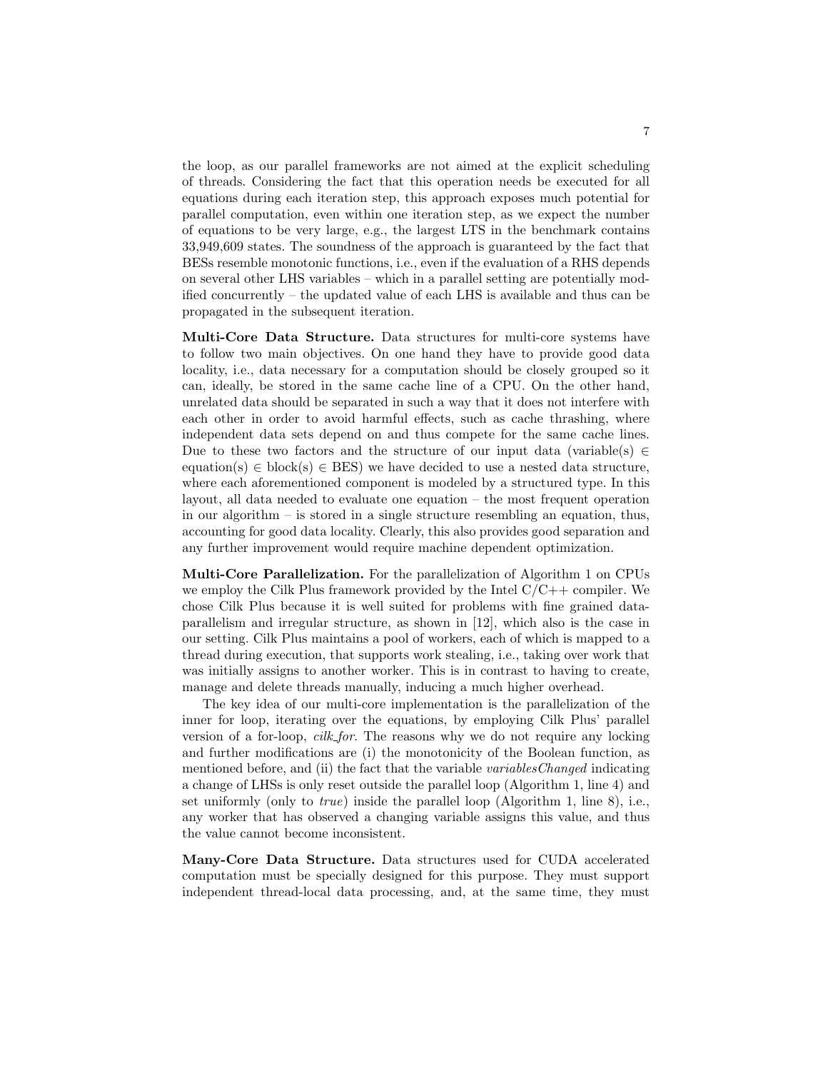the loop, as our parallel frameworks are not aimed at the explicit scheduling of threads. Considering the fact that this operation needs be executed for all equations during each iteration step, this approach exposes much potential for parallel computation, even within one iteration step, as we expect the number of equations to be very large, e.g., the largest LTS in the benchmark contains 33,949,609 states. The soundness of the approach is guaranteed by the fact that BESs resemble monotonic functions, i.e., even if the evaluation of a RHS depends on several other LHS variables – which in a parallel setting are potentially modified concurrently – the updated value of each LHS is available and thus can be propagated in the subsequent iteration.

**Multi-Core Data Structure.** Data structures for multi-core systems have to follow two main objectives. On one hand they have to provide good data locality, i.e., data necessary for a computation should be closely grouped so it can, ideally, be stored in the same cache line of a CPU. On the other hand, unrelated data should be separated in such a way that it does not interfere with each other in order to avoid harmful effects, such as cache thrashing, where independent data sets depend on and thus compete for the same cache lines. Due to these two factors and the structure of our input data (variable(s) $\in$ equation(s) $\in$ block(s) $\in$ BES) we have decided to use a nested data structure, where each aforementioned component is modeled by a structured type. In this layout, all data needed to evaluate one equation – the most frequent operation in our algorithm – is stored in a single structure resembling an equation, thus, accounting for good data locality. Clearly, this also provides good separation and any further improvement would require machine dependent optimization.

**Multi-Core Parallelization.** For the parallelization of Algorithm 1 on CPUs we employ the Cilk Plus framework provided by the Intel C/C++ compiler. We chose Cilk Plus because it is well suited for problems with fine grained data-parallelism and irregular structure, as shown in [12], which also is the case in our setting. Cilk Plus maintains a pool of workers, each of which is mapped to a thread during execution, that supports work stealing, i.e., taking over work that was initially assigns to another worker. This is in contrast to having to create, manage and delete threads manually, inducing a much higher overhead.

The key idea of our multi-core implementation is the parallelization of the inner for loop, iterating over the equations, by employing Cilk Plus' parallel version of a for-loop, *cilk_for*. The reasons why we do not require any locking and further modifications are (i) the monotonicity of the Boolean function, as mentioned before, and (ii) the fact that the variable *variablesChanged* indicating a change of LHSs is only reset outside the parallel loop (Algorithm 1, line 4) and set uniformly (only to *true*) inside the parallel loop (Algorithm 1, line 8), i.e., any worker that has observed a changing variable assigns this value, and thus the value cannot become inconsistent.

**Many-Core Data Structure.** Data structures used for CUDA accelerated computation must be specially designed for this purpose. They must support independent thread-local data processing, and, at the same time, they must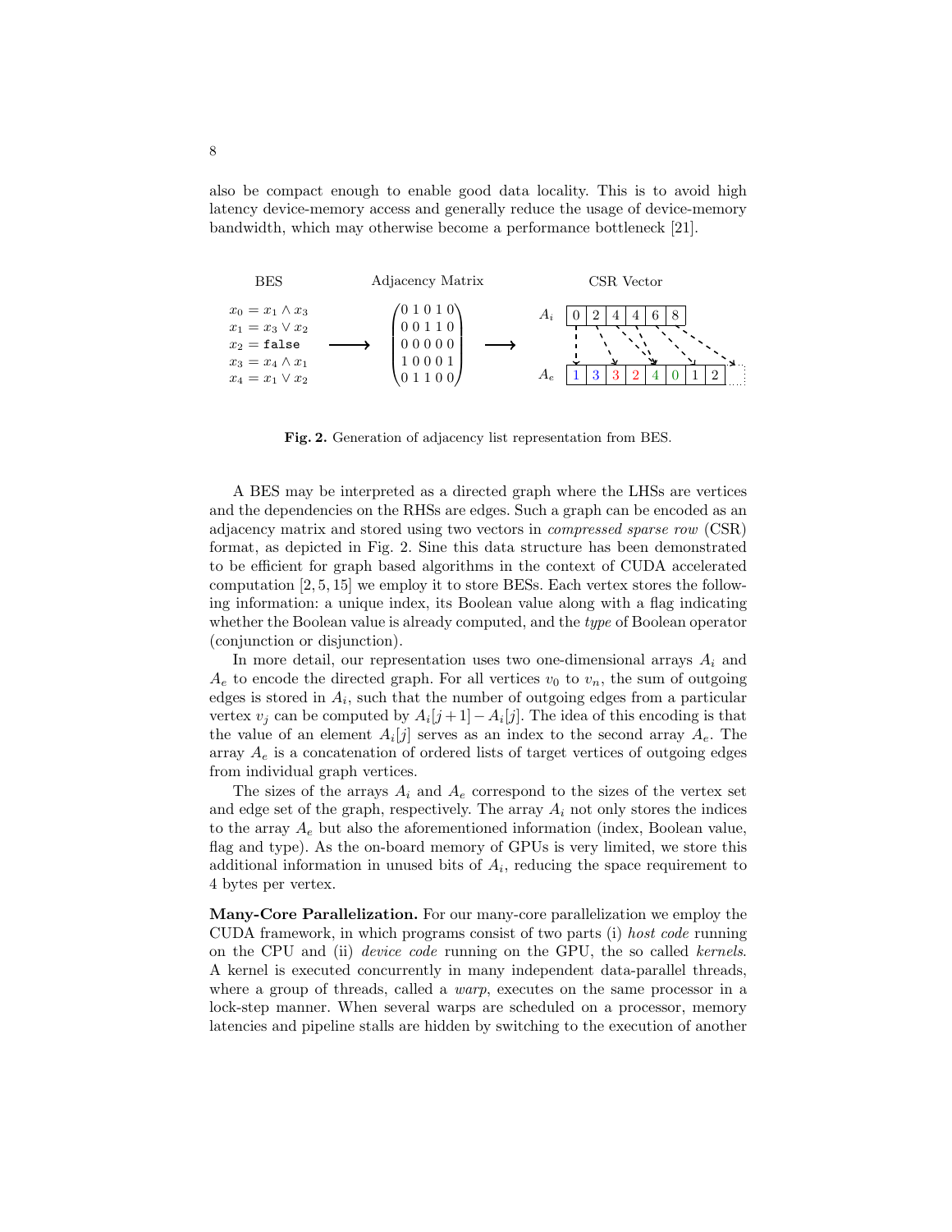also be compact enough to enable good data locality. This is to avoid high latency device-memory access and generally reduce the usage of device-memory bandwidth, which may otherwise become a performance bottleneck [21].

BES

$x_0 = x_1 \wedge x_3$
$x_1 = x_3 \vee x_2$
$x_2 = \texttt{false}$
$x_3 = x_4 \wedge x_1$
$x_4 = x_1 \vee x_2$

Adjacency Matrix

$$\begin{pmatrix} 0&1&0&1&0 \\ 0&0&1&1&0 \\ 0&0&0&0&0 \\ 1&0&0&0&1 \\ 0&1&1&0&0 \end{pmatrix}$$

CSR Vector

$A_i$: | 0 | 2 | 4 | 4 | 6 | 8 |

$A_e$: | 1 | 3 | 3 | 2 | 4 | 0 | 1 | 2 |

**Fig. 2.** Generation of adjacency list representation from BES.

A BES may be interpreted as a directed graph where the LHSs are vertices and the dependencies on the RHSs are edges. Such a graph can be encoded as an adjacency matrix and stored using two vectors in *compressed sparse row* (CSR) format, as depicted in Fig. 2. Sine this data structure has been demonstrated to be efficient for graph based algorithms in the context of CUDA accelerated computation [2, 5, 15] we employ it to store BESs. Each vertex stores the following information: a unique index, its Boolean value along with a flag indicating whether the Boolean value is already computed, and the *type* of Boolean operator (conjunction or disjunction).

In more detail, our representation uses two one-dimensional arrays $A_i$ and $A_e$ to encode the directed graph. For all vertices $v_0$ to $v_n$, the sum of outgoing edges is stored in $A_i$, such that the number of outgoing edges from a particular vertex $v_j$ can be computed by $A_i[j+1] - A_i[j]$. The idea of this encoding is that the value of an element $A_i[j]$ serves as an index to the second array $A_e$. The array $A_e$ is a concatenation of ordered lists of target vertices of outgoing edges from individual graph vertices.

The sizes of the arrays $A_i$ and $A_e$ correspond to the sizes of the vertex set and edge set of the graph, respectively. The array $A_i$ not only stores the indices to the array $A_e$ but also the aforementioned information (index, Boolean value, flag and type). As the on-board memory of GPUs is very limited, we store this additional information in unused bits of $A_i$, reducing the space requirement to 4 bytes per vertex.

**Many-Core Parallelization.** For our many-core parallelization we employ the CUDA framework, in which programs consist of two parts (i) *host code* running on the CPU and (ii) *device code* running on the GPU, the so called *kernels*. A kernel is executed concurrently in many independent data-parallel threads, where a group of threads, called a *warp*, executes on the same processor in a lock-step manner. When several warps are scheduled on a processor, memory latencies and pipeline stalls are hidden by switching to the execution of another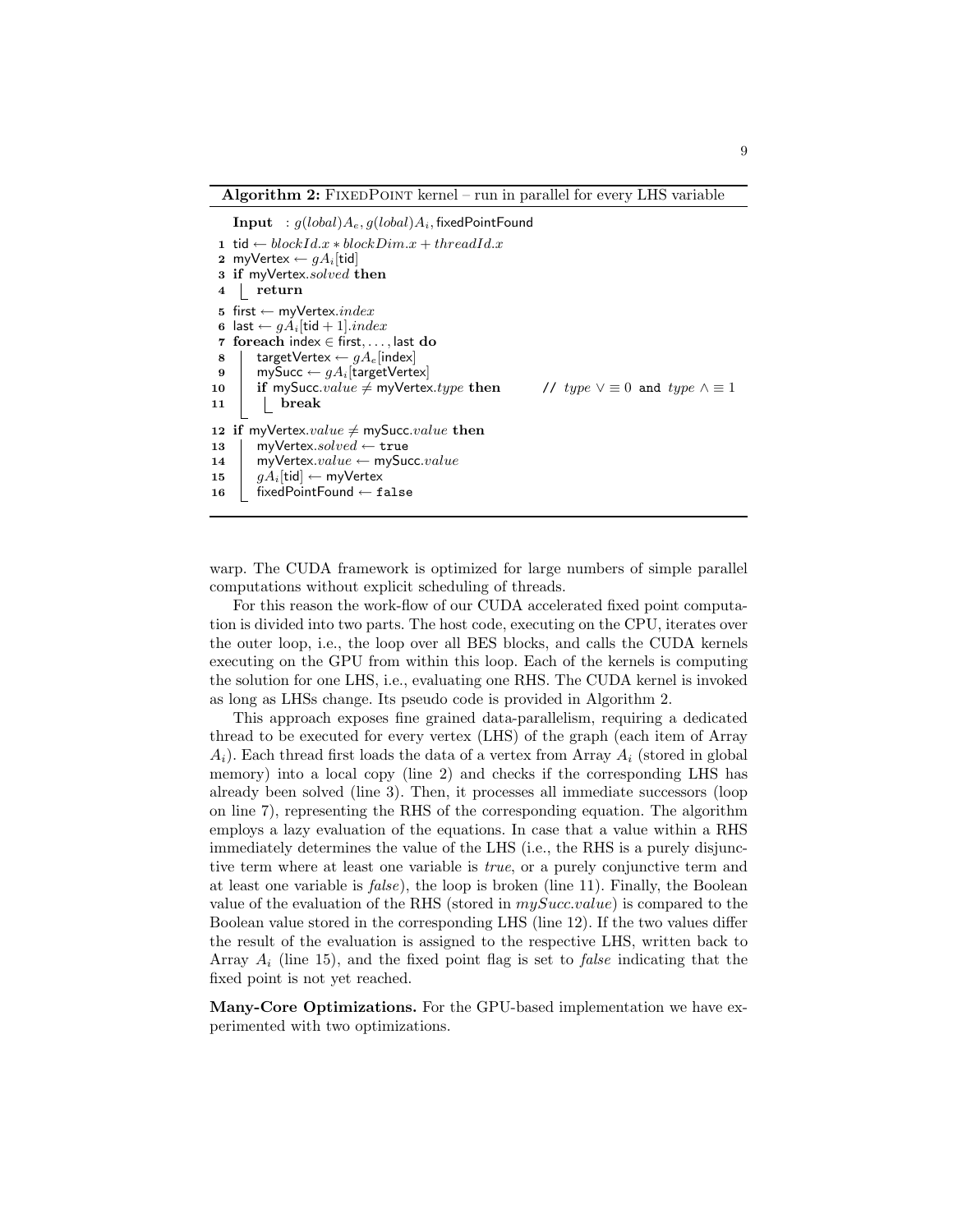**Algorithm 2:** FixedPoint kernel – run in parallel for every LHS variable

```
   Input  : g(lobal)A_e, g(lobal)A_i, fixedPointFound
 1 tid ← blockId.x * blockDim.x + threadId.x
 2 myVertex ← gA_i[tid]
 3 if myVertex.solved then
 4     return
 5 first ← myVertex.index
 6 last ← gA_i[tid + 1].index
 7 foreach index ∈ first, ..., last do
 8     targetVertex ← gA_e[index]
 9     mySucc ← gA_i[targetVertex]
10     if mySucc.value ≠ myVertex.type then        // type ∨ ≡ 0 and type ∧ ≡ 1
11         break
12 if myVertex.value ≠ mySucc.value then
13     myVertex.solved ← true
14     myVertex.value ← mySucc.value
15     gA_i[tid] ← myVertex
16     fixedPointFound ← false
```

warp. The CUDA framework is optimized for large numbers of simple parallel computations without explicit scheduling of threads.

For this reason the work-flow of our CUDA accelerated fixed point computation is divided into two parts. The host code, executing on the CPU, iterates over the outer loop, i.e., the loop over all BES blocks, and calls the CUDA kernels executing on the GPU from within this loop. Each of the kernels is computing the solution for one LHS, i.e., evaluating one RHS. The CUDA kernel is invoked as long as LHSs change. Its pseudo code is provided in Algorithm 2.

This approach exposes fine grained data-parallelism, requiring a dedicated thread to be executed for every vertex (LHS) of the graph (each item of Array $A_i$). Each thread first loads the data of a vertex from Array $A_i$ (stored in global memory) into a local copy (line 2) and checks if the corresponding LHS has already been solved (line 3). Then, it processes all immediate successors (loop on line 7), representing the RHS of the corresponding equation. The algorithm employs a lazy evaluation of the equations. In case that a value within a RHS immediately determines the value of the LHS (i.e., the RHS is a purely disjunctive term where at least one variable is *true*, or a purely conjunctive term and at least one variable is *false*), the loop is broken (line 11). Finally, the Boolean value of the evaluation of the RHS (stored in *mySucc.value*) is compared to the Boolean value stored in the corresponding LHS (line 12). If the two values differ the result of the evaluation is assigned to the respective LHS, written back to Array $A_i$ (line 15), and the fixed point flag is set to *false* indicating that the fixed point is not yet reached.

**Many-Core Optimizations.** For the GPU-based implementation we have experimented with two optimizations.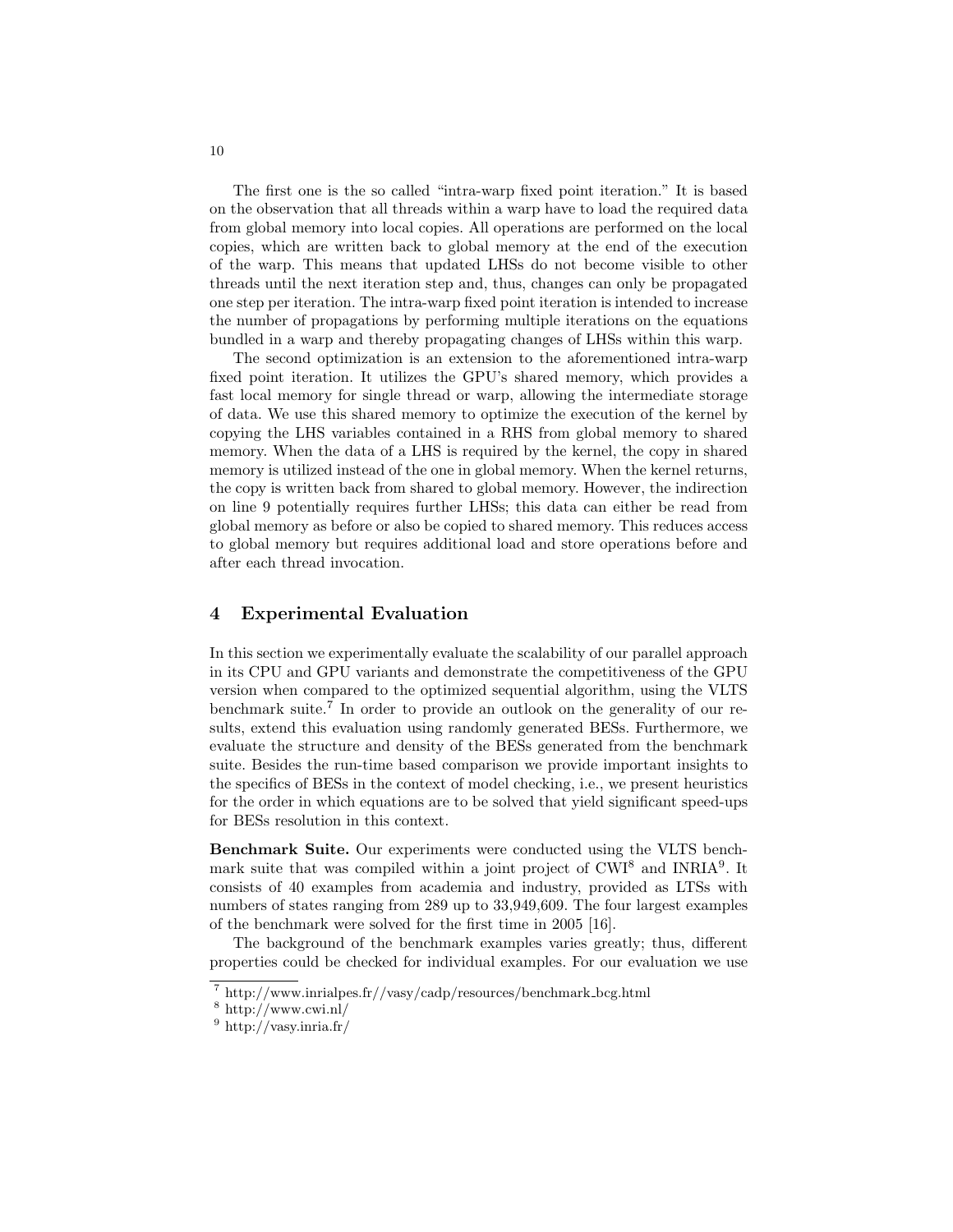The first one is the so called "intra-warp fixed point iteration." It is based on the observation that all threads within a warp have to load the required data from global memory into local copies. All operations are performed on the local copies, which are written back to global memory at the end of the execution of the warp. This means that updated LHSs do not become visible to other threads until the next iteration step and, thus, changes can only be propagated one step per iteration. The intra-warp fixed point iteration is intended to increase the number of propagations by performing multiple iterations on the equations bundled in a warp and thereby propagating changes of LHSs within this warp.

The second optimization is an extension to the aforementioned intra-warp fixed point iteration. It utilizes the GPU's shared memory, which provides a fast local memory for single thread or warp, allowing the intermediate storage of data. We use this shared memory to optimize the execution of the kernel by copying the LHS variables contained in a RHS from global memory to shared memory. When the data of a LHS is required by the kernel, the copy in shared memory is utilized instead of the one in global memory. When the kernel returns, the copy is written back from shared to global memory. However, the indirection on line 9 potentially requires further LHSs; this data can either be read from global memory as before or also be copied to shared memory. This reduces access to global memory but requires additional load and store operations before and after each thread invocation.

## 4 Experimental Evaluation

In this section we experimentally evaluate the scalability of our parallel approach in its CPU and GPU variants and demonstrate the competitiveness of the GPU version when compared to the optimized sequential algorithm, using the VLTS benchmark suite.[7] In order to provide an outlook on the generality of our results, extend this evaluation using randomly generated BESs. Furthermore, we evaluate the structure and density of the BESs generated from the benchmark suite. Besides the run-time based comparison we provide important insights to the specifics of BESs in the context of model checking, i.e., we present heuristics for the order in which equations are to be solved that yield significant speed-ups for BESs resolution in this context.

**Benchmark Suite.** Our experiments were conducted using the VLTS benchmark suite that was compiled within a joint project of CWI[8] and INRIA[9]. It consists of 40 examples from academia and industry, provided as LTSs with numbers of states ranging from 289 up to 33,949,609. The four largest examples of the benchmark were solved for the first time in 2005 [16].

The background of the benchmark examples varies greatly; thus, different properties could be checked for individual examples. For our evaluation we use

[7] http://www.inrialpes.fr//vasy/cadp/resources/benchmark_bcg.html

[8] http://www.cwi.nl/

[9] http://vasy.inria.fr/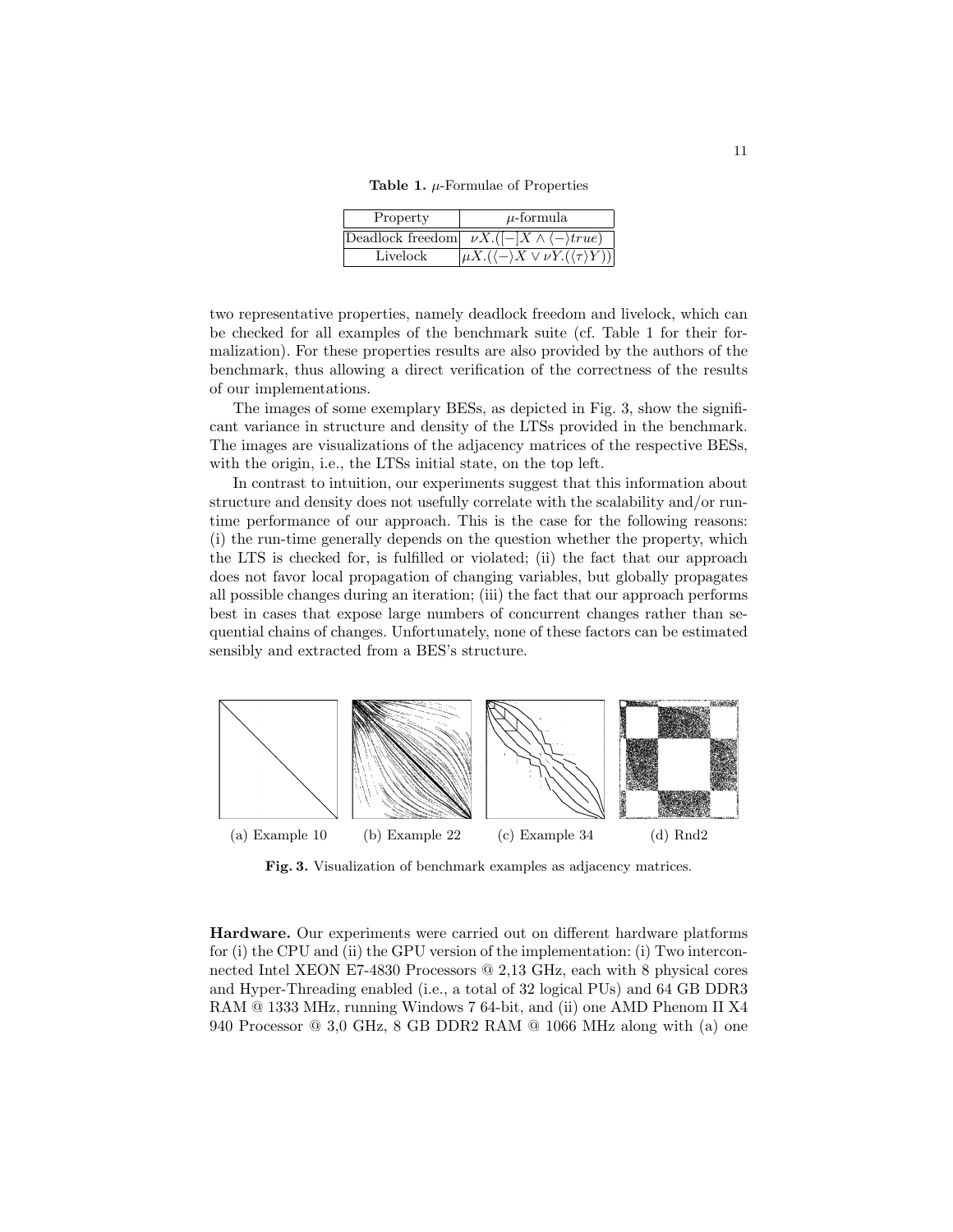**Table 1.** $\mu$-Formulae of Properties

| Property | $\mu$-formula |
|---|---|
| Deadlock freedom | $\nu X.([-]X \wedge \langle - \rangle true)$ |
| Livelock | $\mu X.(\langle - \rangle X \vee \nu Y.(\langle \tau \rangle Y))$ |

two representative properties, namely deadlock freedom and livelock, which can be checked for all examples of the benchmark suite (cf. Table 1 for their formalization). For these properties results are also provided by the authors of the benchmark, thus allowing a direct verification of the correctness of the results of our implementations.

The images of some exemplary BESs, as depicted in Fig. 3, show the significant variance in structure and density of the LTSs provided in the benchmark. The images are visualizations of the adjacency matrices of the respective BESs, with the origin, i.e., the LTSs initial state, on the top left.

In contrast to intuition, our experiments suggest that this information about structure and density does not usefully correlate with the scalability and/or runtime performance of our approach. This is the case for the following reasons: (i) the run-time generally depends on the question whether the property, which the LTS is checked for, is fulfilled or violated; (ii) the fact that our approach does not favor local propagation of changing variables, but globally propagates all possible changes during an iteration; (iii) the fact that our approach performs best in cases that expose large numbers of concurrent changes rather than sequential chains of changes. Unfortunately, none of these factors can be estimated sensibly and extracted from a BES's structure.

(a) Example 10 (b) Example 22 (c) Example 34 (d) Rnd2

**Fig. 3.** Visualization of benchmark examples as adjacency matrices.

**Hardware.** Our experiments were carried out on different hardware platforms for (i) the CPU and (ii) the GPU version of the implementation: (i) Two interconnected Intel XEON E7-4830 Processors @ 2,13 GHz, each with 8 physical cores and Hyper-Threading enabled (i.e., a total of 32 logical PUs) and 64 GB DDR3 RAM @ 1333 MHz, running Windows 7 64-bit, and (ii) one AMD Phenom II X4 940 Processor @ 3,0 GHz, 8 GB DDR2 RAM @ 1066 MHz along with (a) one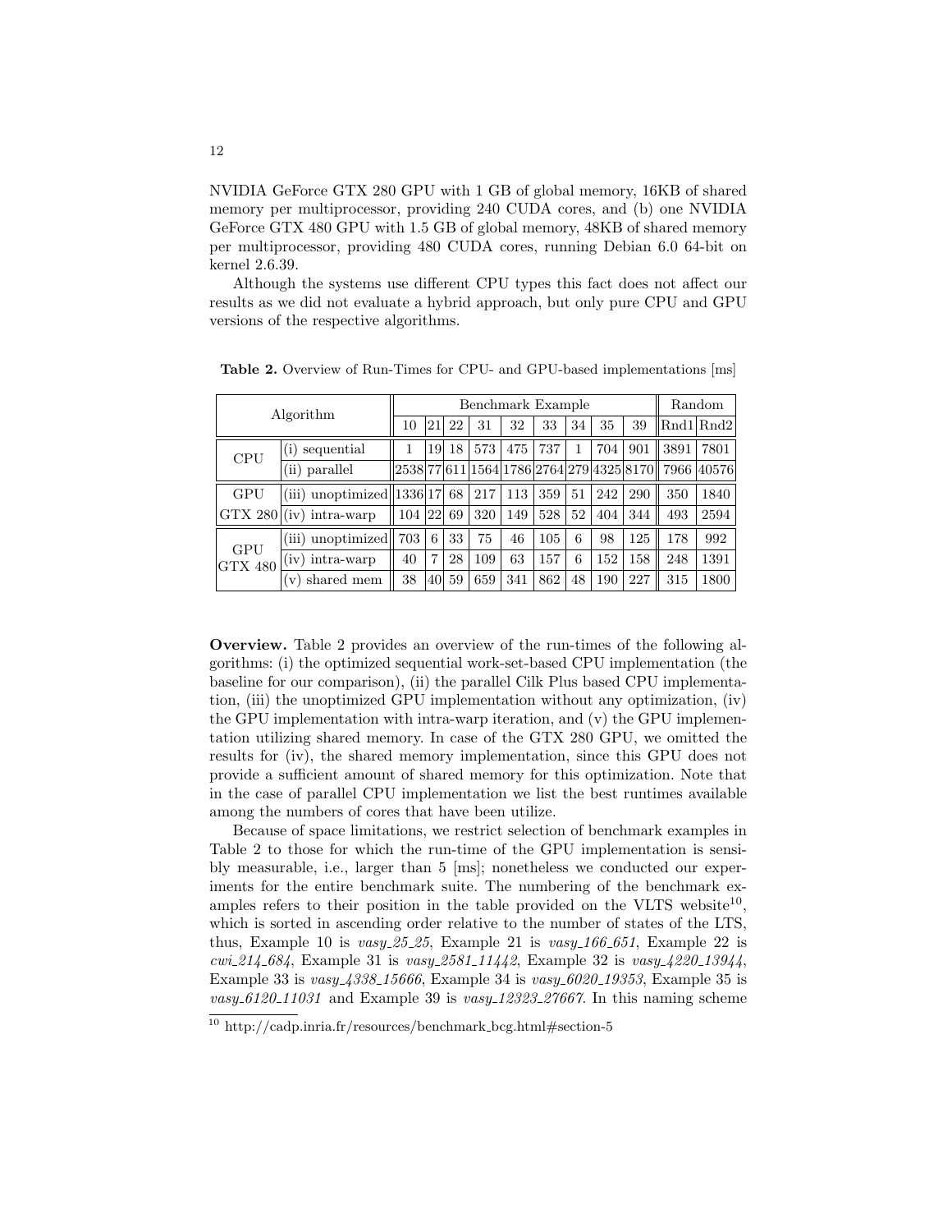NVIDIA GeForce GTX 280 GPU with 1 GB of global memory, 16KB of shared memory per multiprocessor, providing 240 CUDA cores, and (b) one NVIDIA GeForce GTX 480 GPU with 1.5 GB of global memory, 48KB of shared memory per multiprocessor, providing 480 CUDA cores, running Debian 6.0 64-bit on kernel 2.6.39.

Although the systems use different CPU types this fact does not affect our results as we did not evaluate a hybrid approach, but only pure CPU and GPU versions of the respective algorithms.

**Table 2.** Overview of Run-Times for CPU- and GPU-based implementations [ms]

| Algorithm | | Benchmark Example | | | | | | | | | Random | |
|---|---|---|---|---|---|---|---|---|---|---|---|---|
| | | 10 | 21 | 22 | 31 | 32 | 33 | 34 | 35 | 39 | Rnd1 | Rnd2 |
| CPU | (i) sequential | 1 | 19 | 18 | 573 | 475 | 737 | 1 | 704 | 901 | 3891 | 7801 |
| | (ii) parallel | 2538 | 77 | 611 | 1564 | 1786 | 2764 | 279 | 4325 | 8170 | 7966 | 40576 |
| GPU GTX 280 | (iii) unoptimized | 1336 | 17 | 68 | 217 | 113 | 359 | 51 | 242 | 290 | 350 | 1840 |
| | (iv) intra-warp | 104 | 22 | 69 | 320 | 149 | 528 | 52 | 404 | 344 | 493 | 2594 |
| GPU GTX 480 | (iii) unoptimized | 703 | 6 | 33 | 75 | 46 | 105 | 6 | 98 | 125 | 178 | 992 |
| | (iv) intra-warp | 40 | 7 | 28 | 109 | 63 | 157 | 6 | 152 | 158 | 248 | 1391 |
| | (v) shared mem | 38 | 40 | 59 | 659 | 341 | 862 | 48 | 190 | 227 | 315 | 1800 |

**Overview.** Table 2 provides an overview of the run-times of the following algorithms: (i) the optimized sequential work-set-based CPU implementation (the baseline for our comparison), (ii) the parallel Cilk Plus based CPU implementation, (iii) the unoptimized GPU implementation without any optimization, (iv) the GPU implementation with intra-warp iteration, and (v) the GPU implementation utilizing shared memory. In case of the GTX 280 GPU, we omitted the results for (iv), the shared memory implementation, since this GPU does not provide a sufficient amount of shared memory for this optimization. Note that in the case of parallel CPU implementation we list the best runtimes available among the numbers of cores that have been utilize.

Because of space limitations, we restrict selection of benchmark examples in Table 2 to those for which the run-time of the GPU implementation is sensibly measurable, i.e., larger than 5 [ms]; nonetheless we conducted our experiments for the entire benchmark suite. The numbering of the benchmark examples refers to their position in the table provided on the VLTS website[10], which is sorted in ascending order relative to the number of states of the LTS, thus, Example 10 is *vasy_25_25*, Example 21 is *vasy_166_651*, Example 22 is *cwi_214_684*, Example 31 is *vasy_2581_11442*, Example 32 is *vasy_4220_13944*, Example 33 is *vasy_4338_15666*, Example 34 is *vasy_6020_19353*, Example 35 is *vasy_6120_11031* and Example 39 is *vasy_12323_27667*. In this naming scheme

[10] http://cadp.inria.fr/resources/benchmark_bcg.html#section-5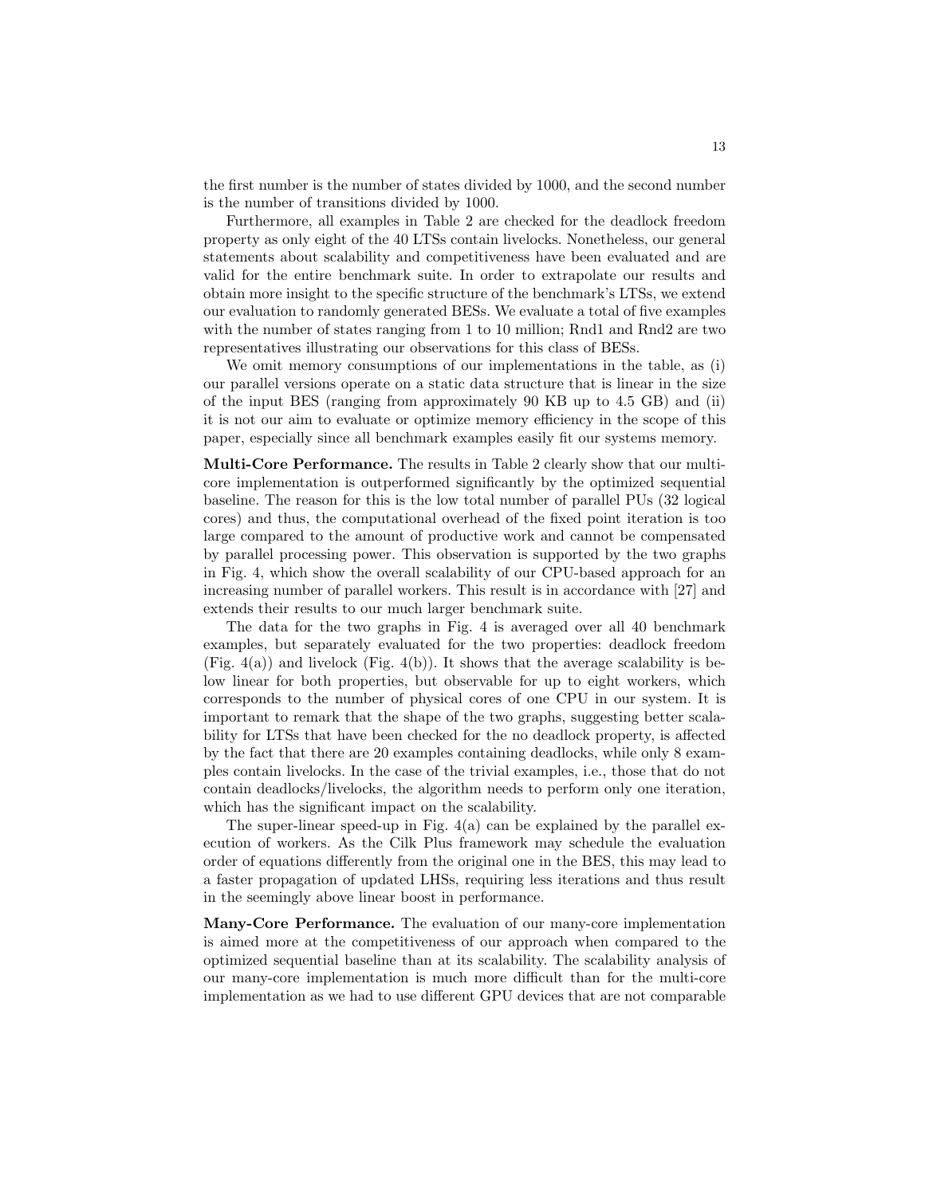the first number is the number of states divided by 1000, and the second number is the number of transitions divided by 1000.

Furthermore, all examples in Table 2 are checked for the deadlock freedom property as only eight of the 40 LTSs contain livelocks. Nonetheless, our general statements about scalability and competitiveness have been evaluated and are valid for the entire benchmark suite. In order to extrapolate our results and obtain more insight to the specific structure of the benchmark's LTSs, we extend our evaluation to randomly generated BESs. We evaluate a total of five examples with the number of states ranging from 1 to 10 million; Rnd1 and Rnd2 are two representatives illustrating our observations for this class of BESs.

We omit memory consumptions of our implementations in the table, as (i) our parallel versions operate on a static data structure that is linear in the size of the input BES (ranging from approximately 90 KB up to 4.5 GB) and (ii) it is not our aim to evaluate or optimize memory efficiency in the scope of this paper, especially since all benchmark examples easily fit our systems memory.

**Multi-Core Performance.** The results in Table 2 clearly show that our multi-core implementation is outperformed significantly by the optimized sequential baseline. The reason for this is the low total number of parallel PUs (32 logical cores) and thus, the computational overhead of the fixed point iteration is too large compared to the amount of productive work and cannot be compensated by parallel processing power. This observation is supported by the two graphs in Fig. 4, which show the overall scalability of our CPU-based approach for an increasing number of parallel workers. This result is in accordance with [27] and extends their results to our much larger benchmark suite.

The data for the two graphs in Fig. 4 is averaged over all 40 benchmark examples, but separately evaluated for the two properties: deadlock freedom (Fig. 4(a)) and livelock (Fig. 4(b)). It shows that the average scalability is below linear for both properties, but observable for up to eight workers, which corresponds to the number of physical cores of one CPU in our system. It is important to remark that the shape of the two graphs, suggesting better scalability for LTSs that have been checked for the no deadlock property, is affected by the fact that there are 20 examples containing deadlocks, while only 8 examples contain livelocks. In the case of the trivial examples, i.e., those that do not contain deadlocks/livelocks, the algorithm needs to perform only one iteration, which has the significant impact on the scalability.

The super-linear speed-up in Fig. 4(a) can be explained by the parallel execution of workers. As the Cilk Plus framework may schedule the evaluation order of equations differently from the original one in the BES, this may lead to a faster propagation of updated LHSs, requiring less iterations and thus result in the seemingly above linear boost in performance.

**Many-Core Performance.** The evaluation of our many-core implementation is aimed more at the competitiveness of our approach when compared to the optimized sequential baseline than at its scalability. The scalability analysis of our many-core implementation is much more difficult than for the multi-core implementation as we had to use different GPU devices that are not comparable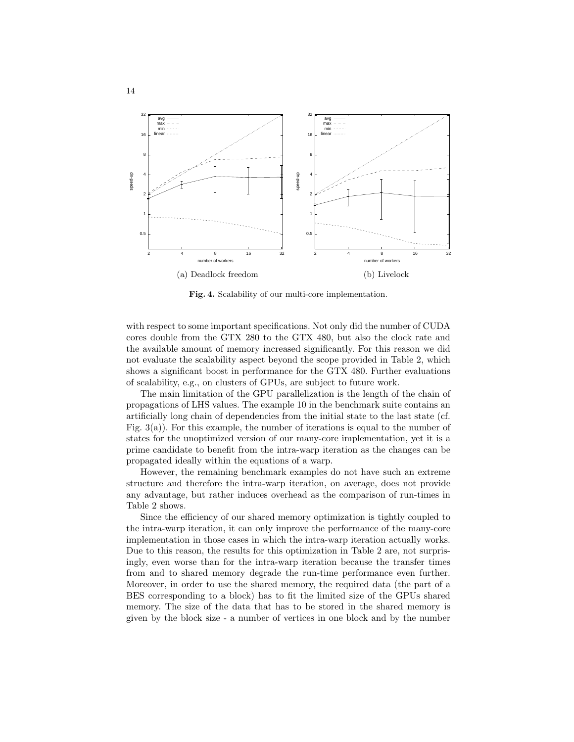(a) Deadlock freedom

(b) Livelock

**Fig. 4.** Scalability of our multi-core implementation.

with respect to some important specifications. Not only did the number of CUDA cores double from the GTX 280 to the GTX 480, but also the clock rate and the available amount of memory increased significantly. For this reason we did not evaluate the scalability aspect beyond the scope provided in Table 2, which shows a significant boost in performance for the GTX 480. Further evaluations of scalability, e.g., on clusters of GPUs, are subject to future work.

The main limitation of the GPU parallelization is the length of the chain of propagations of LHS values. The example 10 in the benchmark suite contains an artificially long chain of dependencies from the initial state to the last state (cf. Fig. 3(a)). For this example, the number of iterations is equal to the number of states for the unoptimized version of our many-core implementation, yet it is a prime candidate to benefit from the intra-warp iteration as the changes can be propagated ideally within the equations of a warp.

However, the remaining benchmark examples do not have such an extreme structure and therefore the intra-warp iteration, on average, does not provide any advantage, but rather induces overhead as the comparison of run-times in Table 2 shows.

Since the efficiency of our shared memory optimization is tightly coupled to the intra-warp iteration, it can only improve the performance of the many-core implementation in those cases in which the intra-warp iteration actually works. Due to this reason, the results for this optimization in Table 2 are, not surprisingly, even worse than for the intra-warp iteration because the transfer times from and to shared memory degrade the run-time performance even further. Moreover, in order to use the shared memory, the required data (the part of a BES corresponding to a block) has to fit the limited size of the GPUs shared memory. The size of the data that has to be stored in the shared memory is given by the block size - a number of vertices in one block and by the number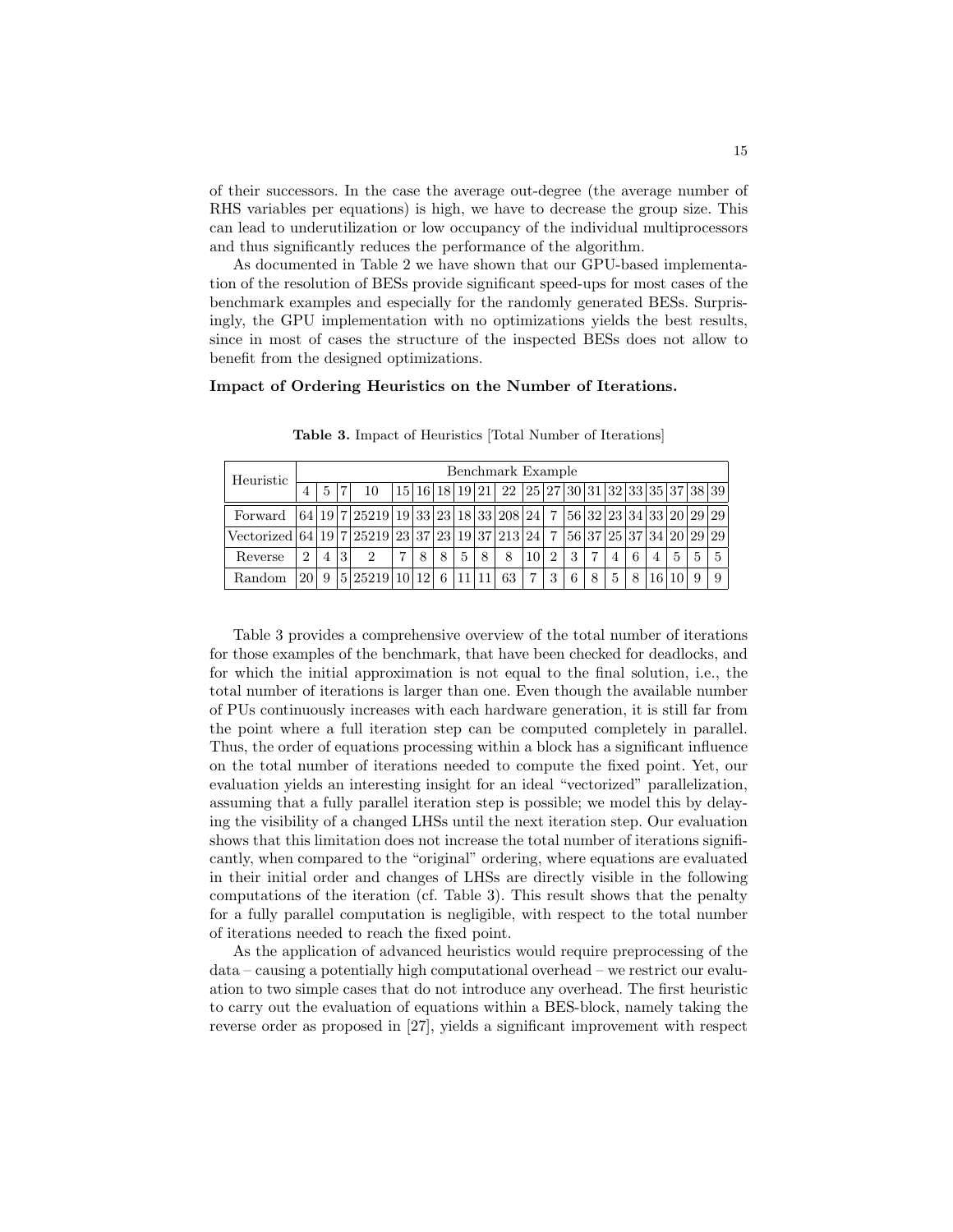of their successors. In the case the average out-degree (the average number of RHS variables per equations) is high, we have to decrease the group size. This can lead to underutilization or low occupancy of the individual multiprocessors and thus significantly reduces the performance of the algorithm.

As documented in Table 2 we have shown that our GPU-based implementation of the resolution of BESs provide significant speed-ups for most cases of the benchmark examples and especially for the randomly generated BESs. Surprisingly, the GPU implementation with no optimizations yields the best results, since in most of cases the structure of the inspected BESs does not allow to benefit from the designed optimizations.

**Impact of Ordering Heuristics on the Number of Iterations.**

**Table 3.** Impact of Heuristics [Total Number of Iterations]

| Heuristic | Benchmark Example | | | | | | | | | | | | | | | | | | | | |
|---|---|---|---|---|---|---|---|---|---|---|---|---|---|---|---|---|---|---|---|---|---|
| | 4 | 5 | 7 | 10 | 15 | 16 | 18 | 19 | 21 | 22 | 25 | 27 | 30 | 31 | 32 | 33 | 35 | 37 | 38 | 39 | |
| Forward | 64 | 19 | 7 | 25219 | 19 | 33 | 23 | 18 | 33 | 208 | 24 | 7 | 56 | 32 | 23 | 34 | 33 | 20 | 29 | 29 | |
| Vectorized | 64 | 19 | 7 | 25219 | 23 | 37 | 23 | 19 | 37 | 213 | 24 | 7 | 56 | 37 | 25 | 37 | 34 | 20 | 29 | 29 | |
| Reverse | 2 | 4 | 3 | 2 | 7 | 8 | 8 | 5 | 8 | 8 | 10 | 2 | 3 | 7 | 4 | 6 | 4 | 5 | 5 | 5 | |
| Random | 20 | 9 | 5 | 25219 | 10 | 12 | 6 | 11 | 11 | 63 | 7 | 3 | 6 | 8 | 5 | 8 | 16 | 10 | 9 | 9 | |

Table 3 provides a comprehensive overview of the total number of iterations for those examples of the benchmark, that have been checked for deadlocks, and for which the initial approximation is not equal to the final solution, i.e., the total number of iterations is larger than one. Even though the available number of PUs continuously increases with each hardware generation, it is still far from the point where a full iteration step can be computed completely in parallel. Thus, the order of equations processing within a block has a significant influence on the total number of iterations needed to compute the fixed point. Yet, our evaluation yields an interesting insight for an ideal "vectorized" parallelization, assuming that a fully parallel iteration step is possible; we model this by delaying the visibility of a changed LHSs until the next iteration step. Our evaluation shows that this limitation does not increase the total number of iterations significantly, when compared to the "original" ordering, where equations are evaluated in their initial order and changes of LHSs are directly visible in the following computations of the iteration (cf. Table 3). This result shows that the penalty for a fully parallel computation is negligible, with respect to the total number of iterations needed to reach the fixed point.

As the application of advanced heuristics would require preprocessing of the data – causing a potentially high computational overhead – we restrict our evaluation to two simple cases that do not introduce any overhead. The first heuristic to carry out the evaluation of equations within a BES-block, namely taking the reverse order as proposed in [27], yields a significant improvement with respect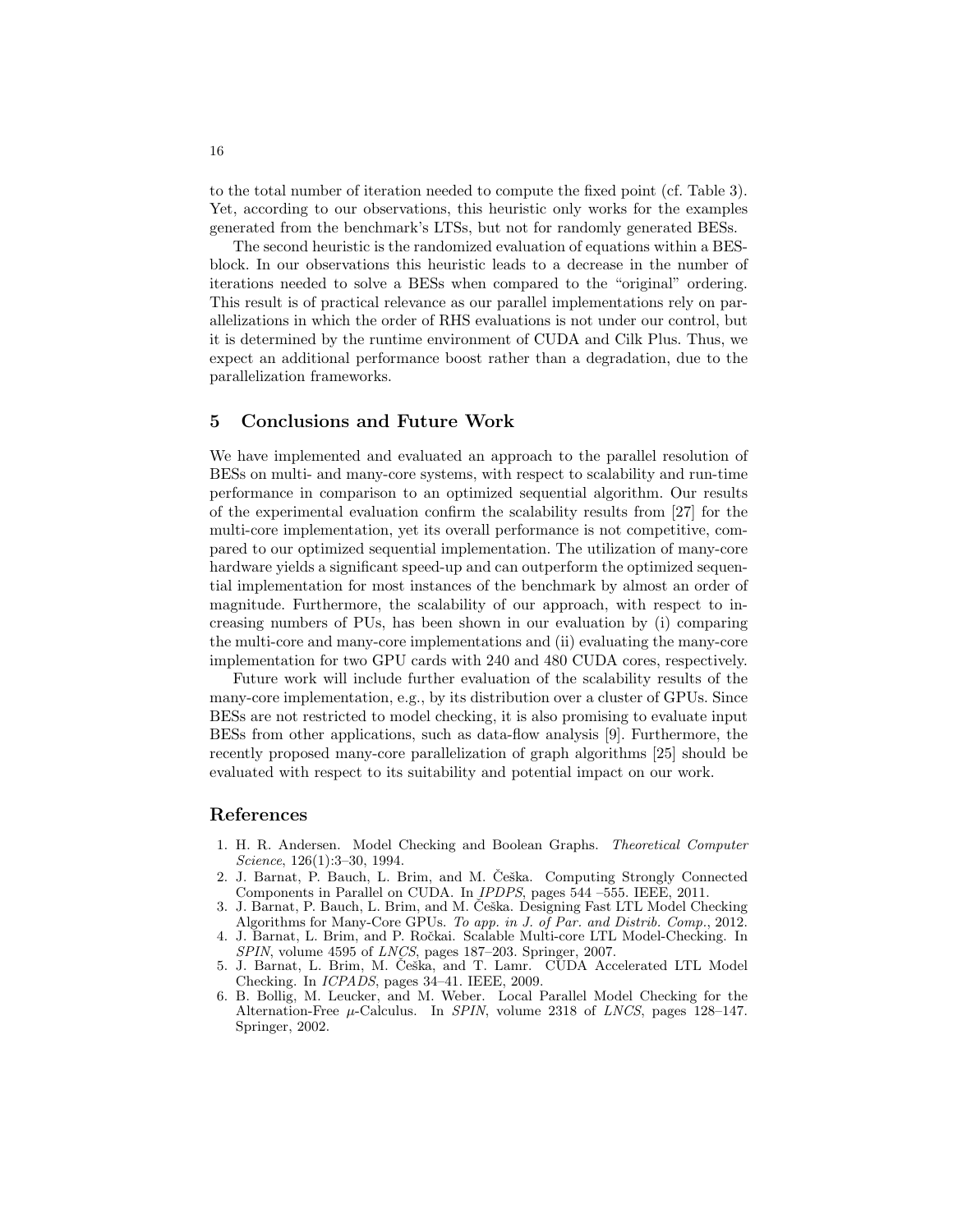to the total number of iteration needed to compute the fixed point (cf. Table 3). Yet, according to our observations, this heuristic only works for the examples generated from the benchmark's LTSs, but not for randomly generated BESs.

The second heuristic is the randomized evaluation of equations within a BES-block. In our observations this heuristic leads to a decrease in the number of iterations needed to solve a BESs when compared to the "original" ordering. This result is of practical relevance as our parallel implementations rely on parallelizations in which the order of RHS evaluations is not under our control, but it is determined by the runtime environment of CUDA and Cilk Plus. Thus, we expect an additional performance boost rather than a degradation, due to the parallelization frameworks.

## 5 Conclusions and Future Work

We have implemented and evaluated an approach to the parallel resolution of BESs on multi- and many-core systems, with respect to scalability and run-time performance in comparison to an optimized sequential algorithm. Our results of the experimental evaluation confirm the scalability results from [27] for the multi-core implementation, yet its overall performance is not competitive, compared to our optimized sequential implementation. The utilization of many-core hardware yields a significant speed-up and can outperform the optimized sequential implementation for most instances of the benchmark by almost an order of magnitude. Furthermore, the scalability of our approach, with respect to increasing numbers of PUs, has been shown in our evaluation by (i) comparing the multi-core and many-core implementations and (ii) evaluating the many-core implementation for two GPU cards with 240 and 480 CUDA cores, respectively.

Future work will include further evaluation of the scalability results of the many-core implementation, e.g., by its distribution over a cluster of GPUs. Since BESs are not restricted to model checking, it is also promising to evaluate input BESs from other applications, such as data-flow analysis [9]. Furthermore, the recently proposed many-core parallelization of graph algorithms [25] should be evaluated with respect to its suitability and potential impact on our work.

## References

1. H. R. Andersen. Model Checking and Boolean Graphs. *Theoretical Computer Science*, 126(1):3–30, 1994.
2. J. Barnat, P. Bauch, L. Brim, and M. Češka. Computing Strongly Connected Components in Parallel on CUDA. In *IPDPS*, pages 544 –555. IEEE, 2011.
3. J. Barnat, P. Bauch, L. Brim, and M. Češka. Designing Fast LTL Model Checking Algorithms for Many-Core GPUs. *To app. in J. of Par. and Distrib. Comp.*, 2012.
4. J. Barnat, L. Brim, and P. Ročkai. Scalable Multi-core LTL Model-Checking. In *SPIN*, volume 4595 of *LNCS*, pages 187–203. Springer, 2007.
5. J. Barnat, L. Brim, M. Češka, and T. Lamr. CUDA Accelerated LTL Model Checking. In *ICPADS*, pages 34–41. IEEE, 2009.
6. B. Bollig, M. Leucker, and M. Weber. Local Parallel Model Checking for the Alternation-Free $\mu$-Calculus. In *SPIN*, volume 2318 of *LNCS*, pages 128–147. Springer, 2002.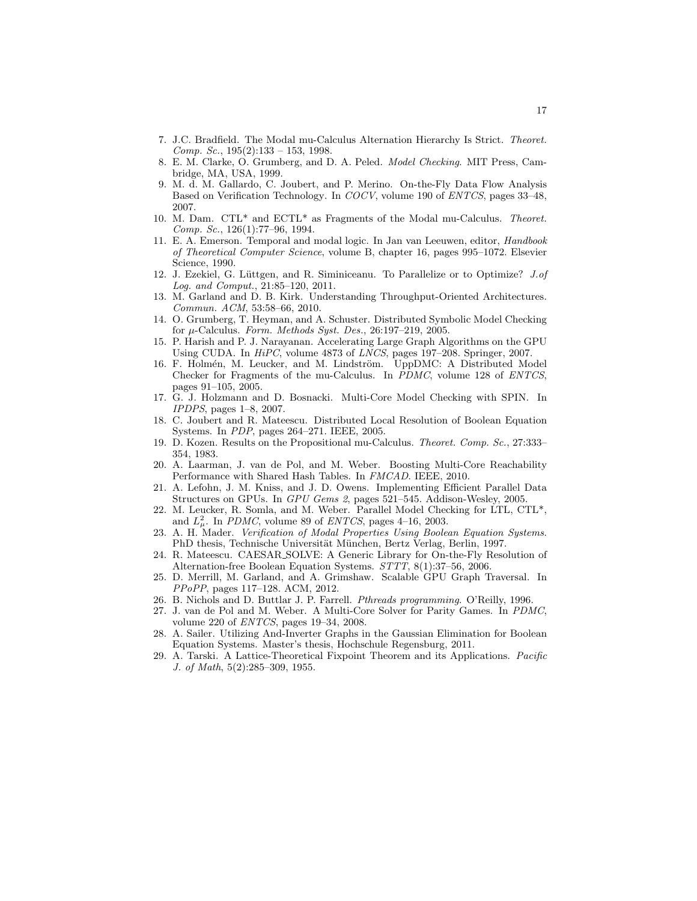7. J.C. Bradfield. The Modal mu-Calculus Alternation Hierarchy Is Strict. *Theoret. Comp. Sc.*, 195(2):133 – 153, 1998.
8. E. M. Clarke, O. Grumberg, and D. A. Peled. *Model Checking*. MIT Press, Cambridge, MA, USA, 1999.
9. M. d. M. Gallardo, C. Joubert, and P. Merino. On-the-Fly Data Flow Analysis Based on Verification Technology. In *COCV*, volume 190 of *ENTCS*, pages 33–48, 2007.
10. M. Dam. CTL* and ECTL* as Fragments of the Modal mu-Calculus. *Theoret. Comp. Sc.*, 126(1):77–96, 1994.
11. E. A. Emerson. Temporal and modal logic. In Jan van Leeuwen, editor, *Handbook of Theoretical Computer Science*, volume B, chapter 16, pages 995–1072. Elsevier Science, 1990.
12. J. Ezekiel, G. Lüttgen, and R. Siminiceanu. To Parallelize or to Optimize? *J.of Log. and Comput.*, 21:85–120, 2011.
13. M. Garland and D. B. Kirk. Understanding Throughput-Oriented Architectures. *Commun. ACM*, 53:58–66, 2010.
14. O. Grumberg, T. Heyman, and A. Schuster. Distributed Symbolic Model Checking for $\mu$-Calculus. *Form. Methods Syst. Des.*, 26:197–219, 2005.
15. P. Harish and P. J. Narayanan. Accelerating Large Graph Algorithms on the GPU Using CUDA. In *HiPC*, volume 4873 of *LNCS*, pages 197–208. Springer, 2007.
16. F. Holmén, M. Leucker, and M. Lindström. UppDMC: A Distributed Model Checker for Fragments of the mu-Calculus. In *PDMC*, volume 128 of *ENTCS*, pages 91–105, 2005.
17. G. J. Holzmann and D. Bosnacki. Multi-Core Model Checking with SPIN. In *IPDPS*, pages 1–8, 2007.
18. C. Joubert and R. Mateescu. Distributed Local Resolution of Boolean Equation Systems. In *PDP*, pages 264–271. IEEE, 2005.
19. D. Kozen. Results on the Propositional mu-Calculus. *Theoret. Comp. Sc.*, 27:333–354, 1983.
20. A. Laarman, J. van de Pol, and M. Weber. Boosting Multi-Core Reachability Performance with Shared Hash Tables. In *FMCAD*. IEEE, 2010.
21. A. Lefohn, J. M. Kniss, and J. D. Owens. Implementing Efficient Parallel Data Structures on GPUs. In *GPU Gems 2*, pages 521–545. Addison-Wesley, 2005.
22. M. Leucker, R. Somla, and M. Weber. Parallel Model Checking for LTL, CTL*, and $L^2_\mu$. In *PDMC*, volume 89 of *ENTCS*, pages 4–16, 2003.
23. A. H. Mader. *Verification of Modal Properties Using Boolean Equation Systems*. PhD thesis, Technische Universität München, Bertz Verlag, Berlin, 1997.
24. R. Mateescu. CAESAR_SOLVE: A Generic Library for On-the-Fly Resolution of Alternation-free Boolean Equation Systems. *STTT*, 8(1):37–56, 2006.
25. D. Merrill, M. Garland, and A. Grimshaw. Scalable GPU Graph Traversal. In *PPoPP*, pages 117–128. ACM, 2012.
26. B. Nichols and D. Buttlar J. P. Farrell. *Pthreads programming*. O'Reilly, 1996.
27. J. van de Pol and M. Weber. A Multi-Core Solver for Parity Games. In *PDMC*, volume 220 of *ENTCS*, pages 19–34, 2008.
28. A. Sailer. Utilizing And-Inverter Graphs in the Gaussian Elimination for Boolean Equation Systems. Master's thesis, Hochschule Regensburg, 2011.
29. A. Tarski. A Lattice-Theoretical Fixpoint Theorem and its Applications. *Pacific J. of Math*, 5(2):285–309, 1955.